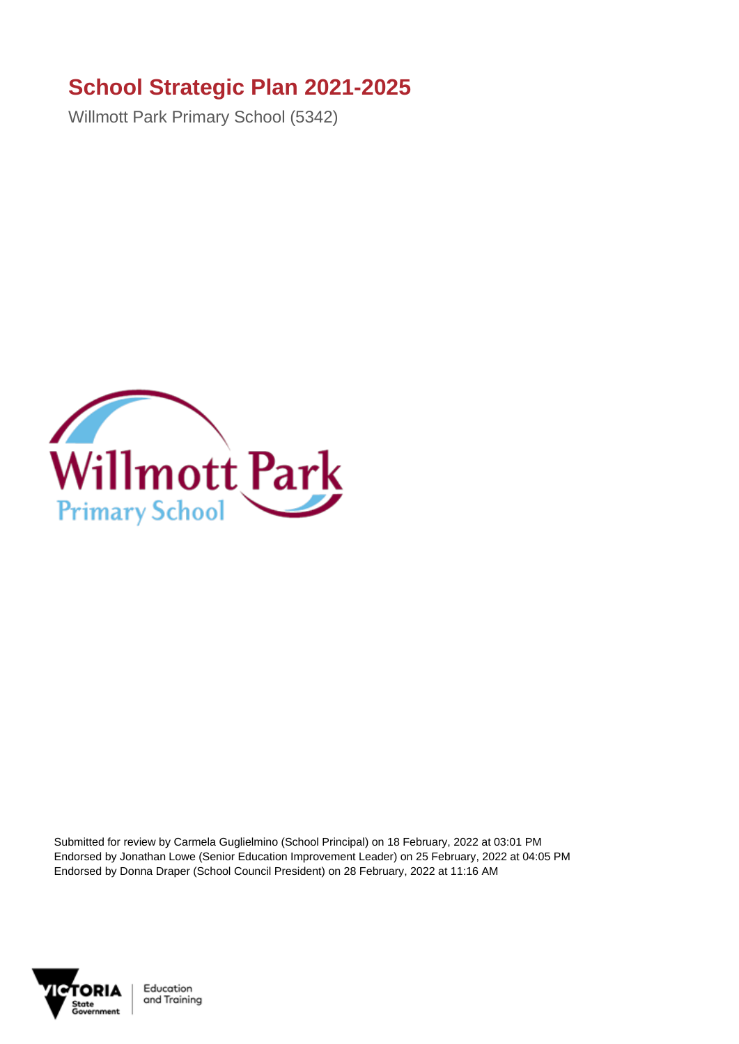# School Strategic Plan 2021-2025

Willmott Park Primary School (5342)

Submitted for review by Carmela Guglielmino (School Principal) on 18 February, 2022 at 03:01 PM
Endorsed by Jonathan Lowe (Senior Education Improvement Leader) on 25 February, 2022 at 04:05 PM
Endorsed by Donna Draper (School Council President) on 28 February, 2022 at 11:16 AM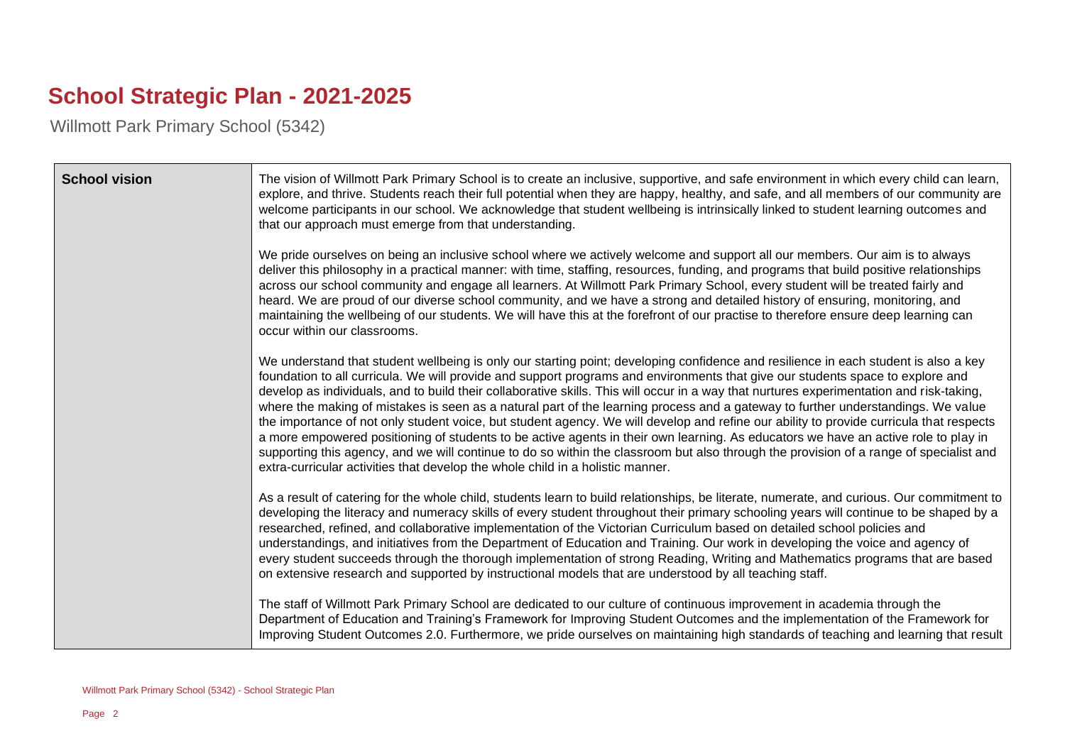# School Strategic Plan - 2021-2025

Willmott Park Primary School (5342)

| School vision | The vision of Willmott Park Primary School is to create an inclusive, supportive, and safe environment in which every child can learn, explore, and thrive. Students reach their full potential when they are happy, healthy, and safe, and all members of our community are welcome participants in our school. We acknowledge that student wellbeing is intrinsically linked to student learning outcomes and that our approach must emerge from that understanding.<br><br>We pride ourselves on being an inclusive school where we actively welcome and support all our members. Our aim is to always deliver this philosophy in a practical manner: with time, staffing, resources, funding, and programs that build positive relationships across our school community and engage all learners. At Willmott Park Primary School, every student will be treated fairly and heard. We are proud of our diverse school community, and we have a strong and detailed history of ensuring, monitoring, and maintaining the wellbeing of our students. We will have this at the forefront of our practise to therefore ensure deep learning can occur within our classrooms.<br><br>We understand that student wellbeing is only our starting point; developing confidence and resilience in each student is also a key foundation to all curricula. We will provide and support programs and environments that give our students space to explore and develop as individuals, and to build their collaborative skills. This will occur in a way that nurtures experimentation and risk-taking, where the making of mistakes is seen as a natural part of the learning process and a gateway to further understandings. We value the importance of not only student voice, but student agency. We will develop and refine our ability to provide curricula that respects a more empowered positioning of students to be active agents in their own learning. As educators we have an active role to play in supporting this agency, and we will continue to do so within the classroom but also through the provision of a range of specialist and extra-curricular activities that develop the whole child in a holistic manner.<br><br>As a result of catering for the whole child, students learn to build relationships, be literate, numerate, and curious. Our commitment to developing the literacy and numeracy skills of every student throughout their primary schooling years will continue to be shaped by a researched, refined, and collaborative implementation of the Victorian Curriculum based on detailed school policies and understandings, and initiatives from the Department of Education and Training. Our work in developing the voice and agency of every student succeeds through the thorough implementation of strong Reading, Writing and Mathematics programs that are based on extensive research and supported by instructional models that are understood by all teaching staff.<br><br>The staff of Willmott Park Primary School are dedicated to our culture of continuous improvement in academia through the Department of Education and Training's Framework for Improving Student Outcomes and the implementation of the Framework for Improving Student Outcomes 2.0. Furthermore, we pride ourselves on maintaining high standards of teaching and learning that result |
|---|---|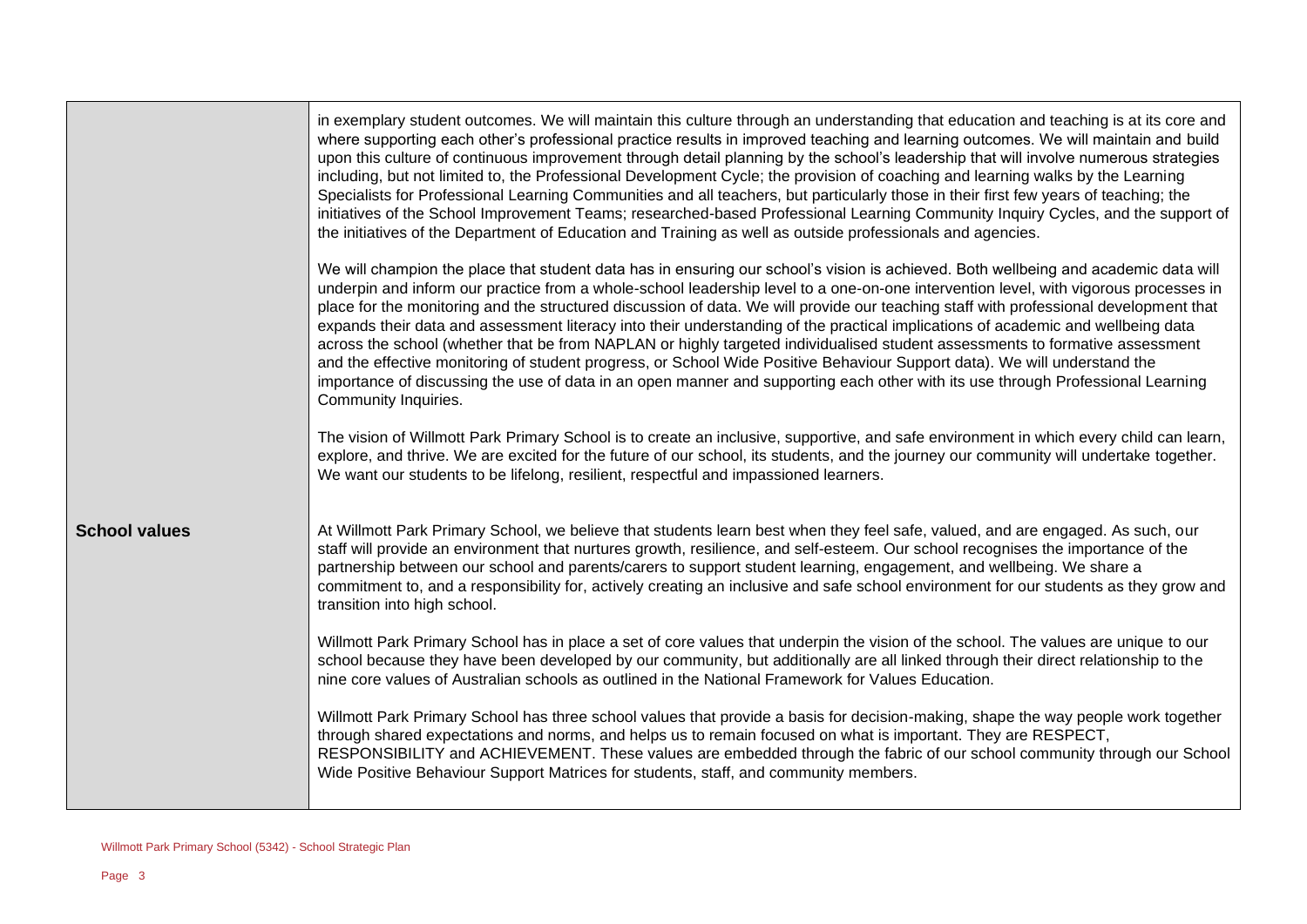| | |
|---|---|
| | in exemplary student outcomes. We will maintain this culture through an understanding that education and teaching is at its core and where supporting each other's professional practice results in improved teaching and learning outcomes. We will maintain and build upon this culture of continuous improvement through detail planning by the school's leadership that will involve numerous strategies including, but not limited to, the Professional Development Cycle; the provision of coaching and learning walks by the Learning Specialists for Professional Learning Communities and all teachers, but particularly those in their first few years of teaching; the initiatives of the School Improvement Teams; researched-based Professional Learning Community Inquiry Cycles, and the support of the initiatives of the Department of Education and Training as well as outside professionals and agencies.<br><br>We will champion the place that student data has in ensuring our school's vision is achieved. Both wellbeing and academic data will underpin and inform our practice from a whole-school leadership level to a one-on-one intervention level, with vigorous processes in place for the monitoring and the structured discussion of data. We will provide our teaching staff with professional development that expands their data and assessment literacy into their understanding of the practical implications of academic and wellbeing data across the school (whether that be from NAPLAN or highly targeted individualised student assessments to formative assessment and the effective monitoring of student progress, or School Wide Positive Behaviour Support data). We will understand the importance of discussing the use of data in an open manner and supporting each other with its use through Professional Learning Community Inquiries.<br><br>The vision of Willmott Park Primary School is to create an inclusive, supportive, and safe environment in which every child can learn, explore, and thrive. We are excited for the future of our school, its students, and the journey our community will undertake together. We want our students to be lifelong, resilient, respectful and impassioned learners. |
| **School values** | At Willmott Park Primary School, we believe that students learn best when they feel safe, valued, and are engaged. As such, our staff will provide an environment that nurtures growth, resilience, and self-esteem. Our school recognises the importance of the partnership between our school and parents/carers to support student learning, engagement, and wellbeing. We share a commitment to, and a responsibility for, actively creating an inclusive and safe school environment for our students as they grow and transition into high school.<br><br>Willmott Park Primary School has in place a set of core values that underpin the vision of the school. The values are unique to our school because they have been developed by our community, but additionally are all linked through their direct relationship to the nine core values of Australian schools as outlined in the National Framework for Values Education.<br><br>Willmott Park Primary School has three school values that provide a basis for decision-making, shape the way people work together through shared expectations and norms, and helps us to remain focused on what is important. They are RESPECT, RESPONSIBILITY and ACHIEVEMENT. These values are embedded through the fabric of our school community through our School Wide Positive Behaviour Support Matrices for students, staff, and community members. |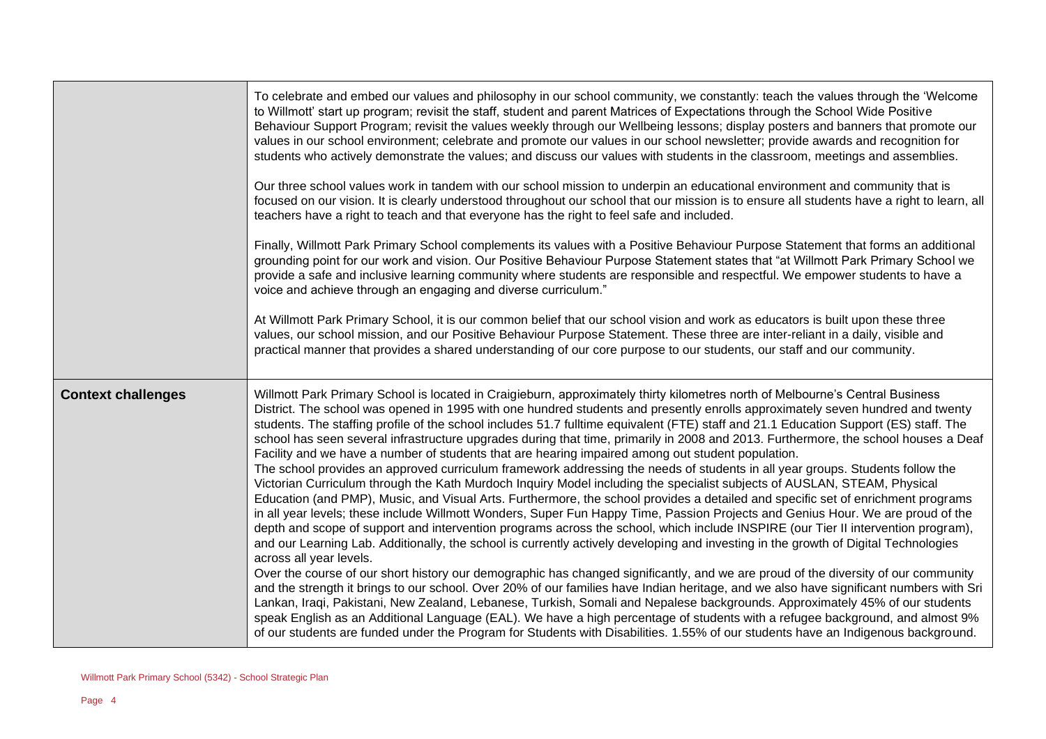| | |
|---|---|
| | To celebrate and embed our values and philosophy in our school community, we constantly: teach the values through the 'Welcome to Willmott' start up program; revisit the staff, student and parent Matrices of Expectations through the School Wide Positive Behaviour Support Program; revisit the values weekly through our Wellbeing lessons; display posters and banners that promote our values in our school environment; celebrate and promote our values in our school newsletter; provide awards and recognition for students who actively demonstrate the values; and discuss our values with students in the classroom, meetings and assemblies.<br><br>Our three school values work in tandem with our school mission to underpin an educational environment and community that is focused on our vision. It is clearly understood throughout our school that our mission is to ensure all students have a right to learn, all teachers have a right to teach and that everyone has the right to feel safe and included.<br><br>Finally, Willmott Park Primary School complements its values with a Positive Behaviour Purpose Statement that forms an additional grounding point for our work and vision. Our Positive Behaviour Purpose Statement states that "at Willmott Park Primary School we provide a safe and inclusive learning community where students are responsible and respectful. We empower students to have a voice and achieve through an engaging and diverse curriculum."<br><br>At Willmott Park Primary School, it is our common belief that our school vision and work as educators is built upon these three values, our school mission, and our Positive Behaviour Purpose Statement. These three are inter-reliant in a daily, visible and practical manner that provides a shared understanding of our core purpose to our students, our staff and our community. |
| **Context challenges** | Willmott Park Primary School is located in Craigieburn, approximately thirty kilometres north of Melbourne's Central Business District. The school was opened in 1995 with one hundred students and presently enrolls approximately seven hundred and twenty students. The staffing profile of the school includes 51.7 fulltime equivalent (FTE) staff and 21.1 Education Support (ES) staff. The school has seen several infrastructure upgrades during that time, primarily in 2008 and 2013. Furthermore, the school houses a Deaf Facility and we have a number of students that are hearing impaired among out student population.<br>The school provides an approved curriculum framework addressing the needs of students in all year groups. Students follow the Victorian Curriculum through the Kath Murdoch Inquiry Model including the specialist subjects of AUSLAN, STEAM, Physical Education (and PMP), Music, and Visual Arts. Furthermore, the school provides a detailed and specific set of enrichment programs in all year levels; these include Willmott Wonders, Super Fun Happy Time, Passion Projects and Genius Hour. We are proud of the depth and scope of support and intervention programs across the school, which include INSPIRE (our Tier II intervention program), and our Learning Lab. Additionally, the school is currently actively developing and investing in the growth of Digital Technologies across all year levels.<br>Over the course of our short history our demographic has changed significantly, and we are proud of the diversity of our community and the strength it brings to our school. Over 20% of our families have Indian heritage, and we also have significant numbers with Sri Lankan, Iraqi, Pakistani, New Zealand, Lebanese, Turkish, Somali and Nepalese backgrounds. Approximately 45% of our students speak English as an Additional Language (EAL). We have a high percentage of students with a refugee background, and almost 9% of our students are funded under the Program for Students with Disabilities. 1.55% of our students have an Indigenous background. |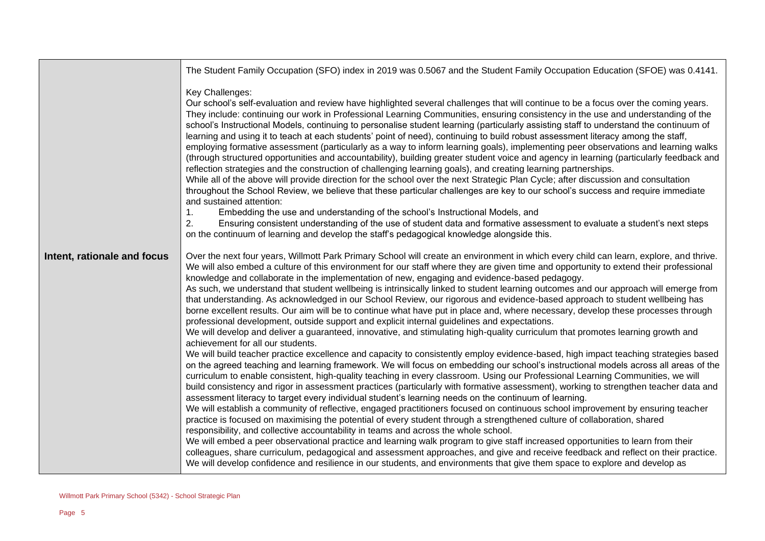| | |
|---|---|
| | The Student Family Occupation (SFO) index in 2019 was 0.5067 and the Student Family Occupation Education (SFOE) was 0.4141.<br><br>Key Challenges:<br>Our school's self-evaluation and review have highlighted several challenges that will continue to be a focus over the coming years. They include: continuing our work in Professional Learning Communities, ensuring consistency in the use and understanding of the school's Instructional Models, continuing to personalise student learning (particularly assisting staff to understand the continuum of learning and using it to teach at each students' point of need), continuing to build robust assessment literacy among the staff, employing formative assessment (particularly as a way to inform learning goals), implementing peer observations and learning walks (through structured opportunities and accountability), building greater student voice and agency in learning (particularly feedback and reflection strategies and the construction of challenging learning goals), and creating learning partnerships.<br>While all of the above will provide direction for the school over the next Strategic Plan Cycle; after discussion and consultation throughout the School Review, we believe that these particular challenges are key to our school's success and require immediate and sustained attention:<br>1. Embedding the use and understanding of the school's Instructional Models, and<br>2. Ensuring consistent understanding of the use of student data and formative assessment to evaluate a student's next steps on the continuum of learning and develop the staff's pedagogical knowledge alongside this. |
| **Intent, rationale and focus** | Over the next four years, Willmott Park Primary School will create an environment in which every child can learn, explore, and thrive. We will also embed a culture of this environment for our staff where they are given time and opportunity to extend their professional knowledge and collaborate in the implementation of new, engaging and evidence-based pedagogy.<br>As such, we understand that student wellbeing is intrinsically linked to student learning outcomes and our approach will emerge from that understanding. As acknowledged in our School Review, our rigorous and evidence-based approach to student wellbeing has borne excellent results. Our aim will be to continue what have put in place and, where necessary, develop these processes through professional development, outside support and explicit internal guidelines and expectations.<br>We will develop and deliver a guaranteed, innovative, and stimulating high-quality curriculum that promotes learning growth and achievement for all our students.<br>We will build teacher practice excellence and capacity to consistently employ evidence-based, high impact teaching strategies based on the agreed teaching and learning framework. We will focus on embedding our school's instructional models across all areas of the curriculum to enable consistent, high-quality teaching in every classroom. Using our Professional Learning Communities, we will build consistency and rigor in assessment practices (particularly with formative assessment), working to strengthen teacher data and assessment literacy to target every individual student's learning needs on the continuum of learning.<br>We will establish a community of reflective, engaged practitioners focused on continuous school improvement by ensuring teacher practice is focused on maximising the potential of every student through a strengthened culture of collaboration, shared responsibility, and collective accountability in teams and across the whole school.<br>We will embed a peer observational practice and learning walk program to give staff increased opportunities to learn from their colleagues, share curriculum, pedagogical and assessment approaches, and give and receive feedback and reflect on their practice.<br>We will develop confidence and resilience in our students, and environments that give them space to explore and develop as |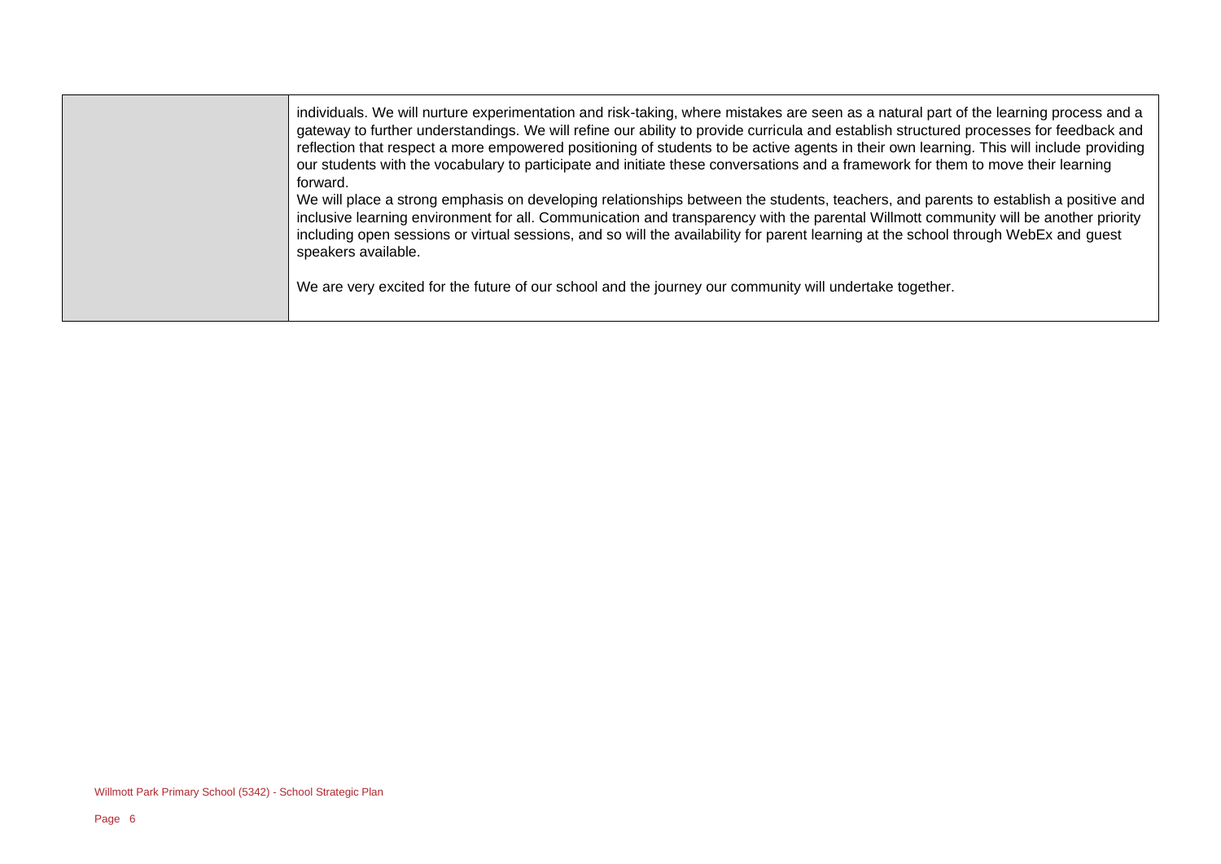| | |
|---|---|
| | individuals. We will nurture experimentation and risk-taking, where mistakes are seen as a natural part of the learning process and a gateway to further understandings. We will refine our ability to provide curricula and establish structured processes for feedback and reflection that respect a more empowered positioning of students to be active agents in their own learning. This will include providing our students with the vocabulary to participate and initiate these conversations and a framework for them to move their learning forward.<br>We will place a strong emphasis on developing relationships between the students, teachers, and parents to establish a positive and inclusive learning environment for all. Communication and transparency with the parental Willmott community will be another priority including open sessions or virtual sessions, and so will the availability for parent learning at the school through WebEx and guest speakers available.<br><br>We are very excited for the future of our school and the journey our community will undertake together. |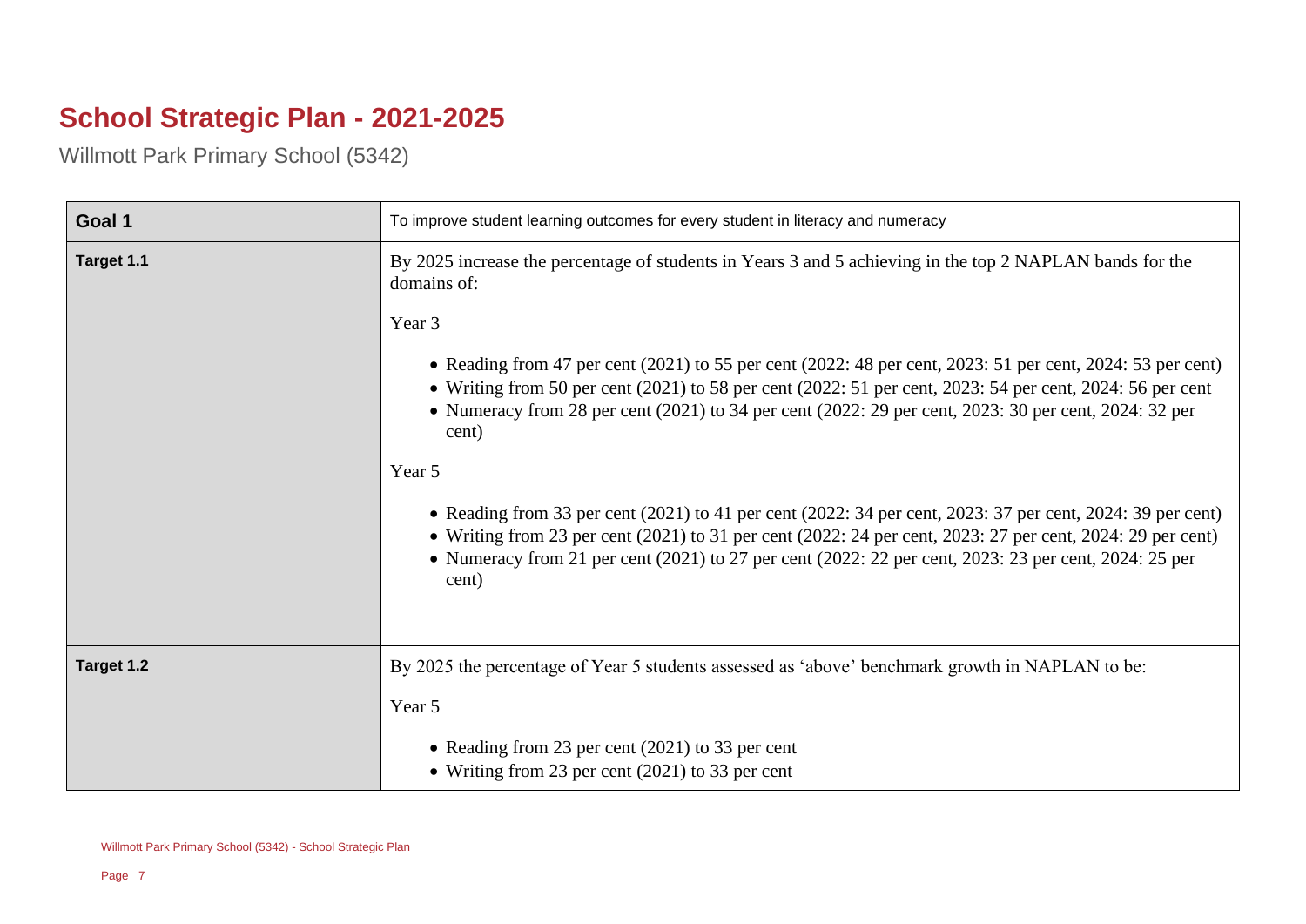# School Strategic Plan - 2021-2025

Willmott Park Primary School (5342)

| Goal 1 | To improve student learning outcomes for every student in literacy and numeracy |
|---|---|
| **Target 1.1** | By 2025 increase the percentage of students in Years 3 and 5 achieving in the top 2 NAPLAN bands for the domains of:<br><br>Year 3<br><br>• Reading from 47 per cent (2021) to 55 per cent (2022: 48 per cent, 2023: 51 per cent, 2024: 53 per cent)<br>• Writing from 50 per cent (2021) to 58 per cent (2022: 51 per cent, 2023: 54 per cent, 2024: 56 per cent<br>• Numeracy from 28 per cent (2021) to 34 per cent (2022: 29 per cent, 2023: 30 per cent, 2024: 32 per cent)<br><br>Year 5<br><br>• Reading from 33 per cent (2021) to 41 per cent (2022: 34 per cent, 2023: 37 per cent, 2024: 39 per cent)<br>• Writing from 23 per cent (2021) to 31 per cent (2022: 24 per cent, 2023: 27 per cent, 2024: 29 per cent)<br>• Numeracy from 21 per cent (2021) to 27 per cent (2022: 22 per cent, 2023: 23 per cent, 2024: 25 per cent) |
| **Target 1.2** | By 2025 the percentage of Year 5 students assessed as 'above' benchmark growth in NAPLAN to be:<br><br>Year 5<br><br>• Reading from 23 per cent (2021) to 33 per cent<br>• Writing from 23 per cent (2021) to 33 per cent |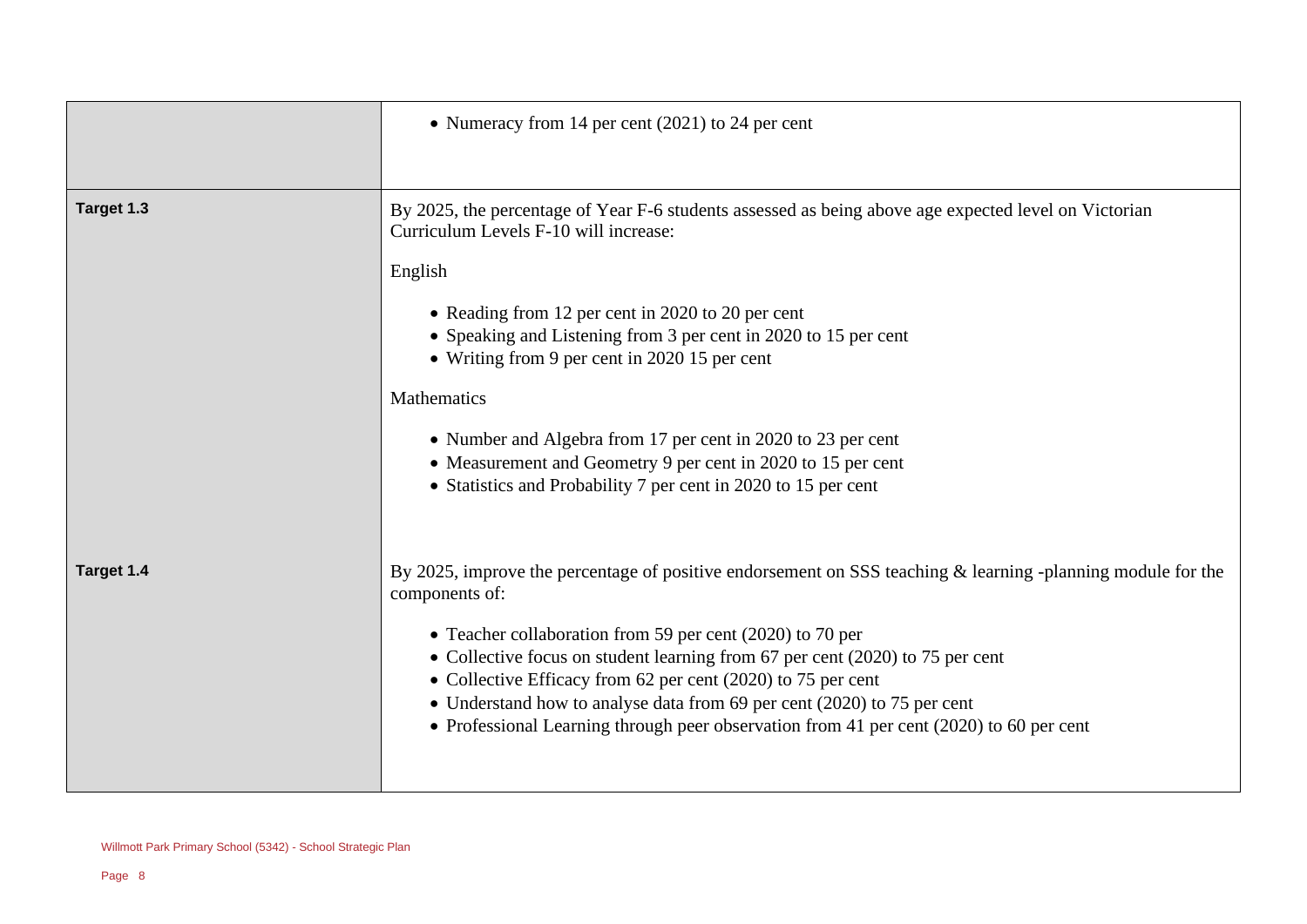| | |
|---|---|
| | • Numeracy from 14 per cent (2021) to 24 per cent |
| **Target 1.3** | By 2025, the percentage of Year F-6 students assessed as being above age expected level on Victorian Curriculum Levels F-10 will increase:<br><br>English<br><br>• Reading from 12 per cent in 2020 to 20 per cent<br>• Speaking and Listening from 3 per cent in 2020 to 15 per cent<br>• Writing from 9 per cent in 2020 15 per cent<br><br>Mathematics<br><br>• Number and Algebra from 17 per cent in 2020 to 23 per cent<br>• Measurement and Geometry 9 per cent in 2020 to 15 per cent<br>• Statistics and Probability 7 per cent in 2020 to 15 per cent |
| **Target 1.4** | By 2025, improve the percentage of positive endorsement on SSS teaching & learning -planning module for the components of:<br><br>• Teacher collaboration from 59 per cent (2020) to 70 per<br>• Collective focus on student learning from 67 per cent (2020) to 75 per cent<br>• Collective Efficacy from 62 per cent (2020) to 75 per cent<br>• Understand how to analyse data from 69 per cent (2020) to 75 per cent<br>• Professional Learning through peer observation from 41 per cent (2020) to 60 per cent |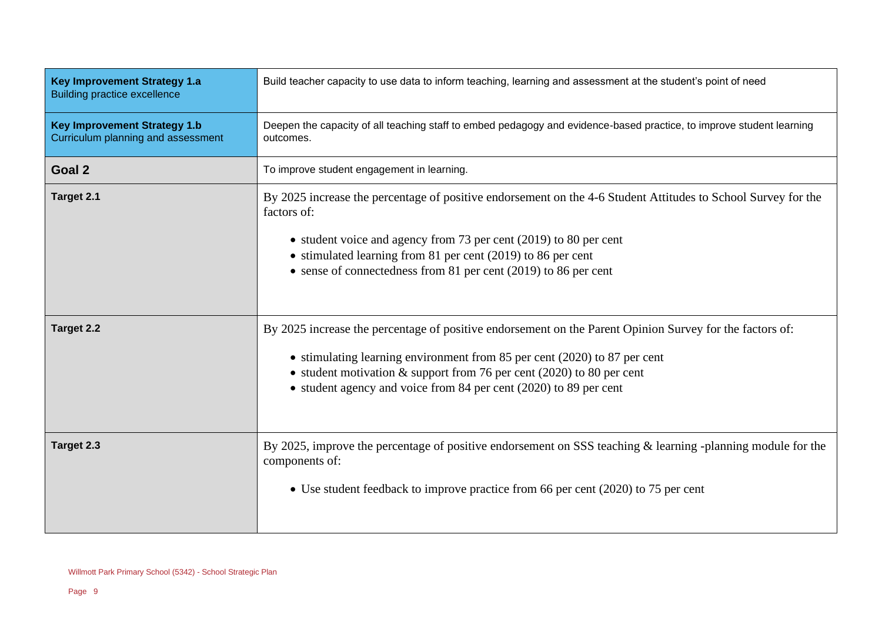| | |
|---|---|
| **Key Improvement Strategy 1.a**<br>Building practice excellence | Build teacher capacity to use data to inform teaching, learning and assessment at the student's point of need |
| **Key Improvement Strategy 1.b**<br>Curriculum planning and assessment | Deepen the capacity of all teaching staff to embed pedagogy and evidence-based practice, to improve student learning outcomes. |
| **Goal 2** | To improve student engagement in learning. |
| **Target 2.1** | By 2025 increase the percentage of positive endorsement on the 4-6 Student Attitudes to School Survey for the factors of:<br>• student voice and agency from 73 per cent (2019) to 80 per cent<br>• stimulated learning from 81 per cent (2019) to 86 per cent<br>• sense of connectedness from 81 per cent (2019) to 86 per cent |
| **Target 2.2** | By 2025 increase the percentage of positive endorsement on the Parent Opinion Survey for the factors of:<br>• stimulating learning environment from 85 per cent (2020) to 87 per cent<br>• student motivation & support from 76 per cent (2020) to 80 per cent<br>• student agency and voice from 84 per cent (2020) to 89 per cent |
| **Target 2.3** | By 2025, improve the percentage of positive endorsement on SSS teaching & learning -planning module for the components of:<br>• Use student feedback to improve practice from 66 per cent (2020) to 75 per cent |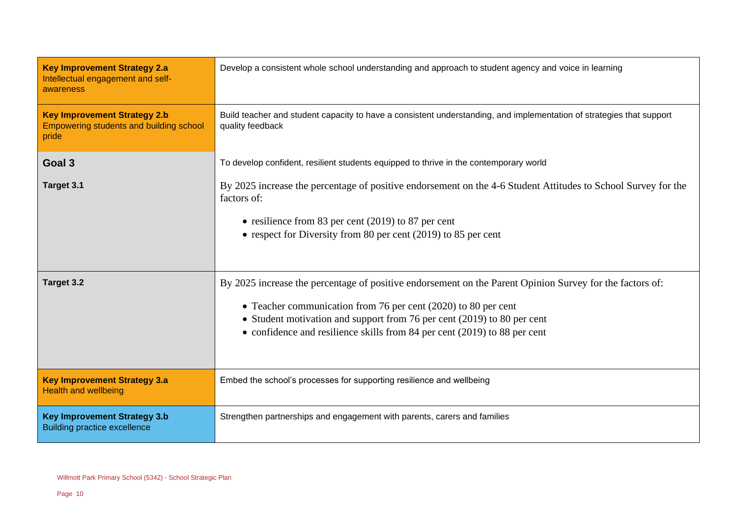| | |
|---|---|
| **Key Improvement Strategy 2.a**<br>Intellectual engagement and self-awareness | Develop a consistent whole school understanding and approach to student agency and voice in learning |
| **Key Improvement Strategy 2.b**<br>Empowering students and building school pride | Build teacher and student capacity to have a consistent understanding, and implementation of strategies that support quality feedback |
| **Goal 3** | To develop confident, resilient students equipped to thrive in the contemporary world |
| **Target 3.1** | By 2025 increase the percentage of positive endorsement on the 4-6 Student Attitudes to School Survey for the factors of:<br>• resilience from 83 per cent (2019) to 87 per cent<br>• respect for Diversity from 80 per cent (2019) to 85 per cent |
| **Target 3.2** | By 2025 increase the percentage of positive endorsement on the Parent Opinion Survey for the factors of:<br>• Teacher communication from 76 per cent (2020) to 80 per cent<br>• Student motivation and support from 76 per cent (2019) to 80 per cent<br>• confidence and resilience skills from 84 per cent (2019) to 88 per cent |
| **Key Improvement Strategy 3.a**<br>Health and wellbeing | Embed the school's processes for supporting resilience and wellbeing |
| **Key Improvement Strategy 3.b**<br>Building practice excellence | Strengthen partnerships and engagement with parents, carers and families |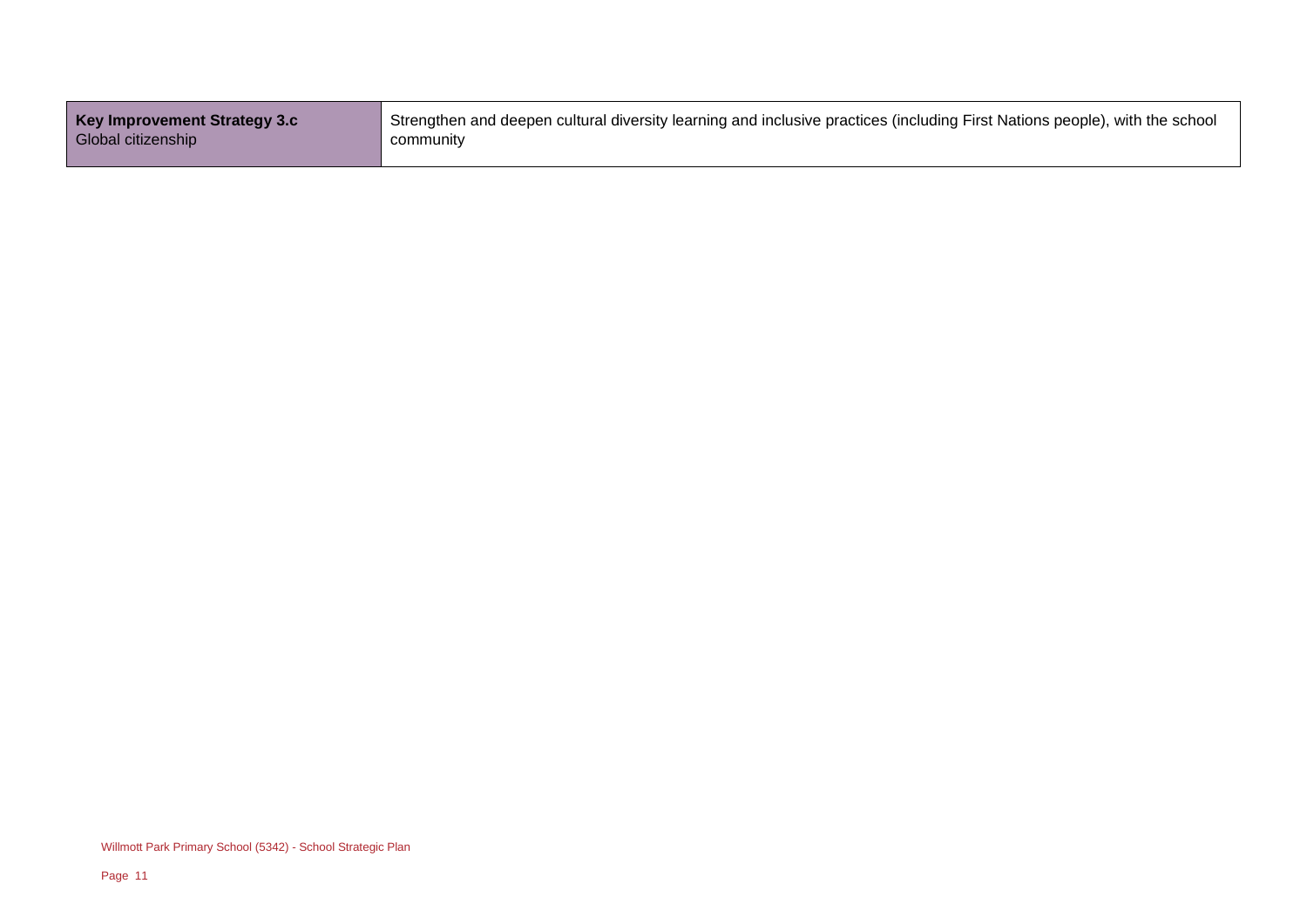| | |
|---|---|
| **Key Improvement Strategy 3.c**<br>Global citizenship | Strengthen and deepen cultural diversity learning and inclusive practices (including First Nations people), with the school community |